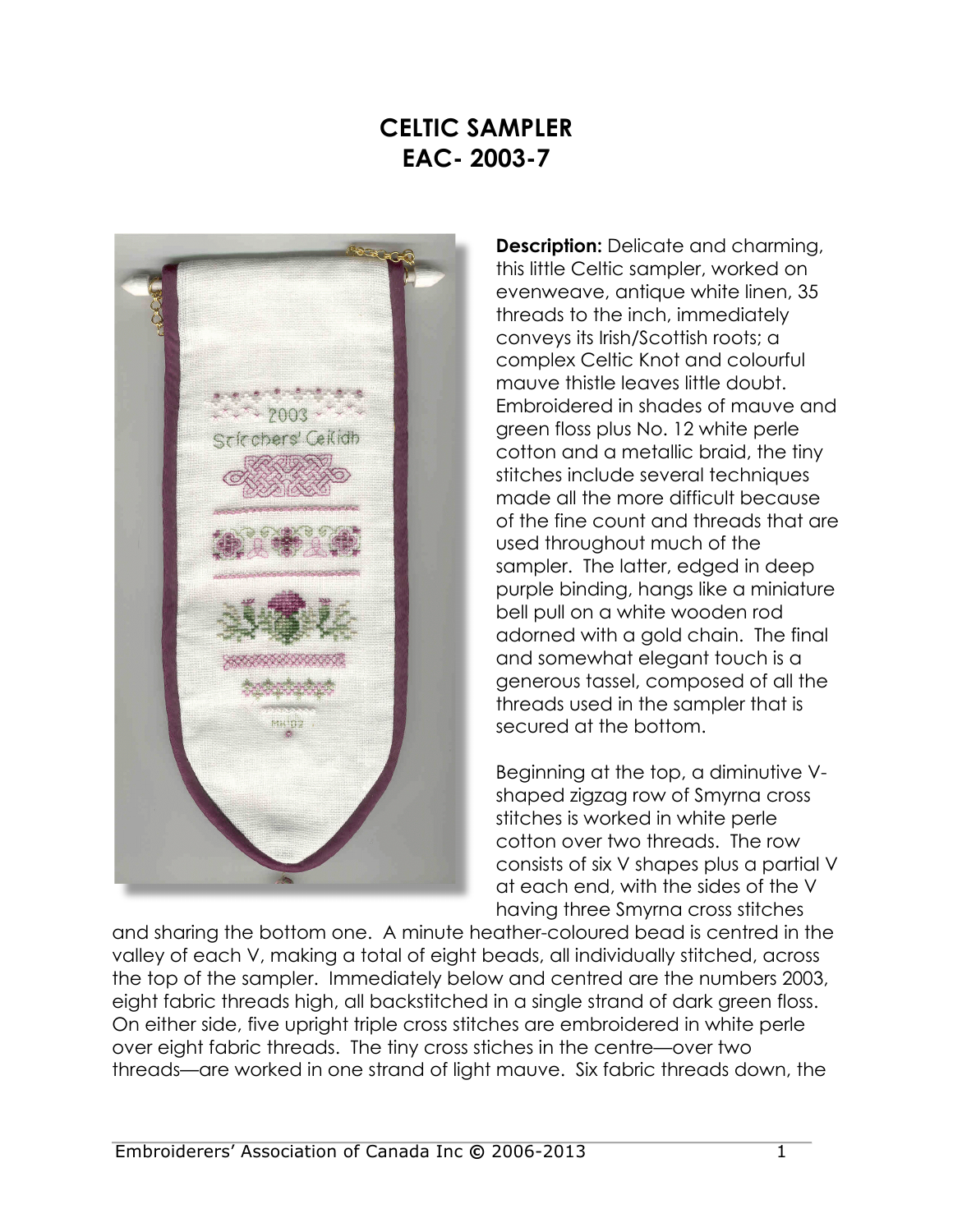# CELTIC SAMPLER
# EAC- 2003-7

**Description:** Delicate and charming, this little Celtic sampler, worked on evenweave, antique white linen, 35 threads to the inch, immediately conveys its Irish/Scottish roots; a complex Celtic Knot and colourful mauve thistle leaves little doubt. Embroidered in shades of mauve and green floss plus No. 12 white perle cotton and a metallic braid, the tiny stitches include several techniques made all the more difficult because of the fine count and threads that are used throughout much of the sampler. The latter, edged in deep purple binding, hangs like a miniature bell pull on a white wooden rod adorned with a gold chain. The final and somewhat elegant touch is a generous tassel, composed of all the threads used in the sampler that is secured at the bottom.

Beginning at the top, a diminutive V-shaped zigzag row of Smyrna cross stitches is worked in white perle cotton over two threads. The row consists of six V shapes plus a partial V at each end, with the sides of the V having three Smyrna cross stitches and sharing the bottom one. A minute heather-coloured bead is centred in the valley of each V, making a total of eight beads, all individually stitched, across the top of the sampler. Immediately below and centred are the numbers 2003, eight fabric threads high, all backstitched in a single strand of dark green floss. On either side, five upright triple cross stitches are embroidered in white perle over eight fabric threads. The tiny cross stiches in the centre—over two threads—are worked in one strand of light mauve. Six fabric threads down, the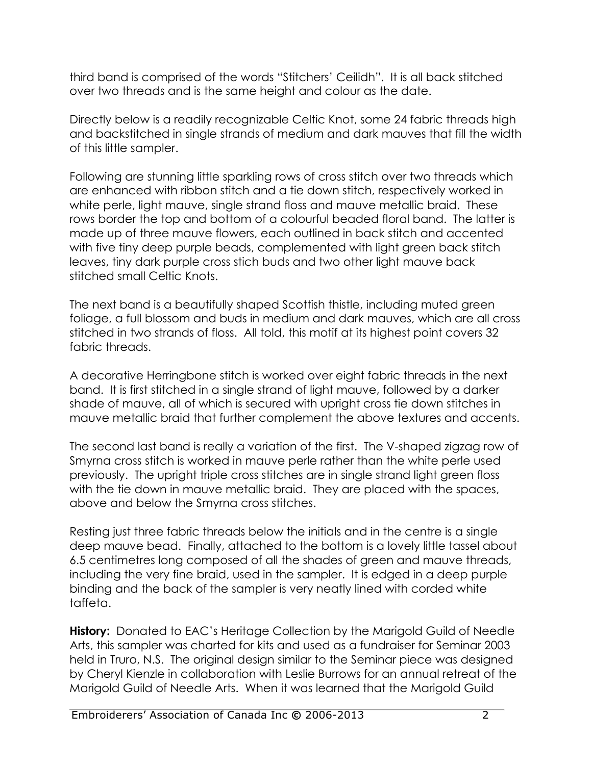third band is comprised of the words "Stitchers' Ceilidh". It is all back stitched over two threads and is the same height and colour as the date.

Directly below is a readily recognizable Celtic Knot, some 24 fabric threads high and backstitched in single strands of medium and dark mauves that fill the width of this little sampler.

Following are stunning little sparkling rows of cross stitch over two threads which are enhanced with ribbon stitch and a tie down stitch, respectively worked in white perle, light mauve, single strand floss and mauve metallic braid. These rows border the top and bottom of a colourful beaded floral band. The latter is made up of three mauve flowers, each outlined in back stitch and accented with five tiny deep purple beads, complemented with light green back stitch leaves, tiny dark purple cross stich buds and two other light mauve back stitched small Celtic Knots.

The next band is a beautifully shaped Scottish thistle, including muted green foliage, a full blossom and buds in medium and dark mauves, which are all cross stitched in two strands of floss. All told, this motif at its highest point covers 32 fabric threads.

A decorative Herringbone stitch is worked over eight fabric threads in the next band. It is first stitched in a single strand of light mauve, followed by a darker shade of mauve, all of which is secured with upright cross tie down stitches in mauve metallic braid that further complement the above textures and accents.

The second last band is really a variation of the first. The V-shaped zigzag row of Smyrna cross stitch is worked in mauve perle rather than the white perle used previously. The upright triple cross stitches are in single strand light green floss with the tie down in mauve metallic braid. They are placed with the spaces, above and below the Smyrna cross stitches.

Resting just three fabric threads below the initials and in the centre is a single deep mauve bead. Finally, attached to the bottom is a lovely little tassel about 6.5 centimetres long composed of all the shades of green and mauve threads, including the very fine braid, used in the sampler. It is edged in a deep purple binding and the back of the sampler is very neatly lined with corded white taffeta.

**History:** Donated to EAC's Heritage Collection by the Marigold Guild of Needle Arts, this sampler was charted for kits and used as a fundraiser for Seminar 2003 held in Truro, N.S. The original design similar to the Seminar piece was designed by Cheryl Kienzle in collaboration with Leslie Burrows for an annual retreat of the Marigold Guild of Needle Arts. When it was learned that the Marigold Guild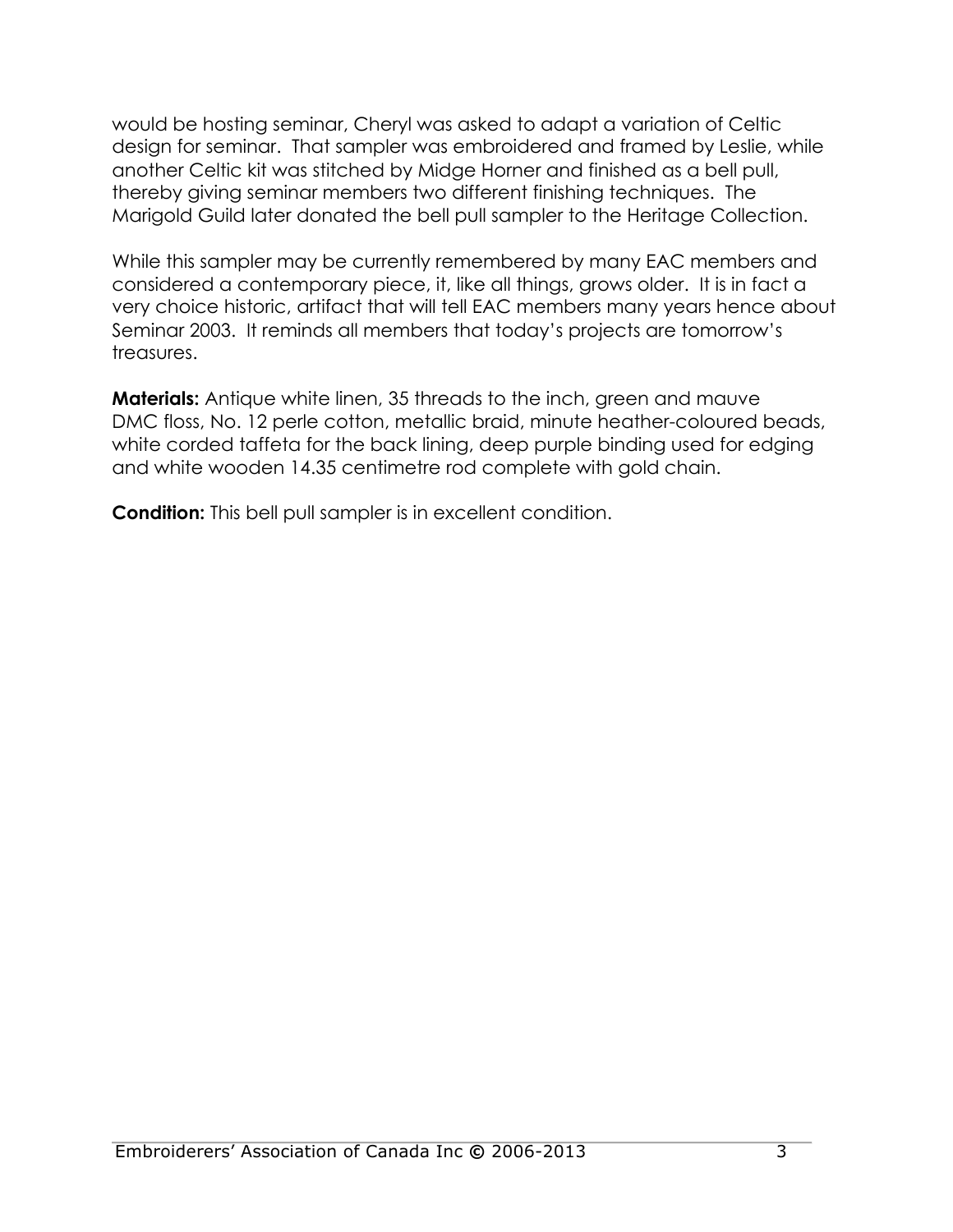would be hosting seminar, Cheryl was asked to adapt a variation of Celtic design for seminar. That sampler was embroidered and framed by Leslie, while another Celtic kit was stitched by Midge Horner and finished as a bell pull, thereby giving seminar members two different finishing techniques. The Marigold Guild later donated the bell pull sampler to the Heritage Collection.

While this sampler may be currently remembered by many EAC members and considered a contemporary piece, it, like all things, grows older. It is in fact a very choice historic, artifact that will tell EAC members many years hence about Seminar 2003. It reminds all members that today's projects are tomorrow's treasures.

**Materials:** Antique white linen, 35 threads to the inch, green and mauve DMC floss, No. 12 perle cotton, metallic braid, minute heather-coloured beads, white corded taffeta for the back lining, deep purple binding used for edging and white wooden 14.35 centimetre rod complete with gold chain.

**Condition:** This bell pull sampler is in excellent condition.